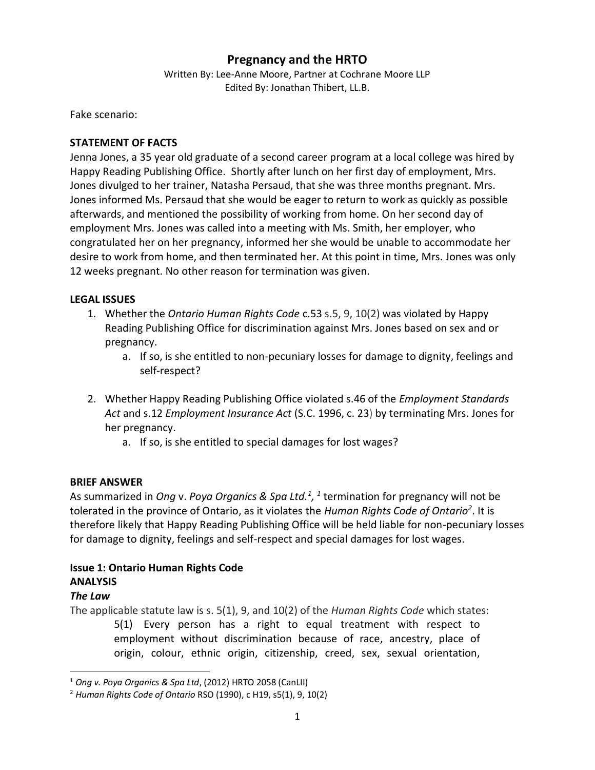# Pregnancy and the HRTO

Written By: Lee-Anne Moore, Partner at Cochrane Moore LLP
Edited By: Jonathan Thibert, LL.B.

Fake scenario:

**STATEMENT OF FACTS**

Jenna Jones, a 35 year old graduate of a second career program at a local college was hired by Happy Reading Publishing Office. Shortly after lunch on her first day of employment, Mrs. Jones divulged to her trainer, Natasha Persaud, that she was three months pregnant. Mrs. Jones informed Ms. Persaud that she would be eager to return to work as quickly as possible afterwards, and mentioned the possibility of working from home. On her second day of employment Mrs. Jones was called into a meeting with Ms. Smith, her employer, who congratulated her on her pregnancy, informed her she would be unable to accommodate her desire to work from home, and then terminated her. At this point in time, Mrs. Jones was only 12 weeks pregnant. No other reason for termination was given.

**LEGAL ISSUES**

1. Whether the *Ontario Human Rights Code* c.53 s.5, 9, 10(2) was violated by Happy Reading Publishing Office for discrimination against Mrs. Jones based on sex and or pregnancy.
   a. If so, is she entitled to non-pecuniary losses for damage to dignity, feelings and self-respect?
2. Whether Happy Reading Publishing Office violated s.46 of the *Employment Standards Act* and s.12 *Employment Insurance Act* (S.C. 1996, c. 23) by terminating Mrs. Jones for her pregnancy.
   a. If so, is she entitled to special damages for lost wages?

**BRIEF ANSWER**

As summarized in *Ong* v. *Poya Organics & Spa Ltd.*[1], [1] termination for pregnancy will not be tolerated in the province of Ontario, as it violates the *Human Rights Code of Ontario*[2]. It is therefore likely that Happy Reading Publishing Office will be held liable for non-pecuniary losses for damage to dignity, feelings and self-respect and special damages for lost wages.

**Issue 1: Ontario Human Rights Code**

**ANALYSIS**

***The Law***

The applicable statute law is s. 5(1), 9, and 10(2) of the *Human Rights Code* which states:

> 5(1) Every person has a right to equal treatment with respect to employment without discrimination because of race, ancestry, place of origin, colour, ethnic origin, citizenship, creed, sex, sexual orientation,

---

[1] *Ong v. Poya Organics & Spa Ltd*, (2012) HRTO 2058 (CanLII)

[2] *Human Rights Code of Ontario* RSO (1990), c H19, s5(1), 9, 10(2)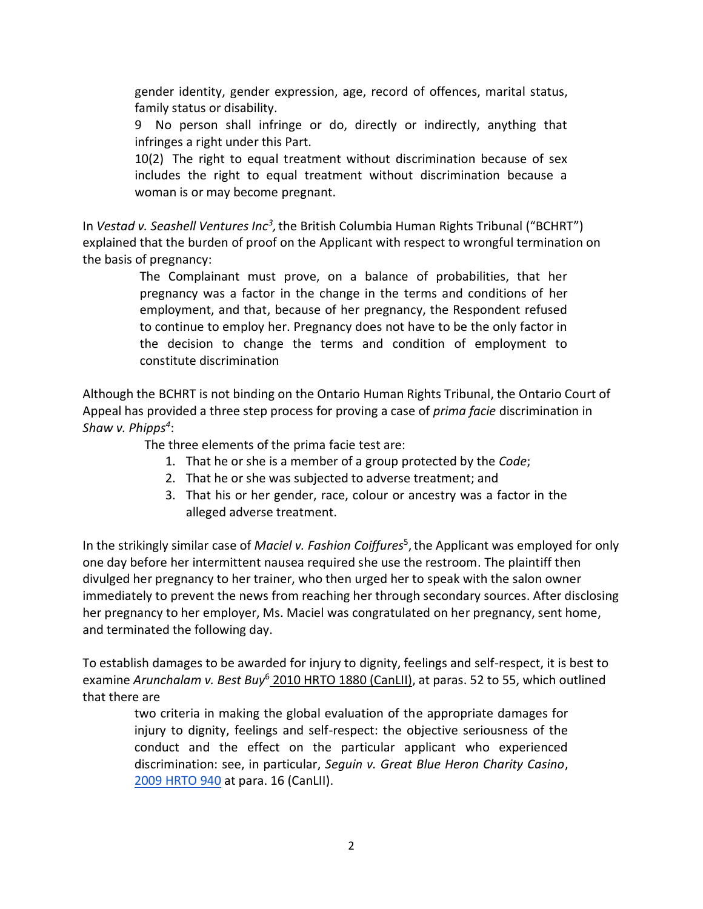> gender identity, gender expression, age, record of offences, marital status, family status or disability.
>
> 9 No person shall infringe or do, directly or indirectly, anything that infringes a right under this Part.
>
> 10(2) The right to equal treatment without discrimination because of sex includes the right to equal treatment without discrimination because a woman is or may become pregnant.

In *Vestad v. Seashell Ventures Inc*[3]*,* the British Columbia Human Rights Tribunal ("BCHRT") explained that the burden of proof on the Applicant with respect to wrongful termination on the basis of pregnancy:

> The Complainant must prove, on a balance of probabilities, that her pregnancy was a factor in the change in the terms and conditions of her employment, and that, because of her pregnancy, the Respondent refused to continue to employ her. Pregnancy does not have to be the only factor in the decision to change the terms and condition of employment to constitute discrimination

Although the BCHRT is not binding on the Ontario Human Rights Tribunal, the Ontario Court of Appeal has provided a three step process for proving a case of *prima facie* discrimination in *Shaw v. Phipps*[4]:

> The three elements of the prima facie test are:
>
> 1. That he or she is a member of a group protected by the *Code*;
> 2. That he or she was subjected to adverse treatment; and
> 3. That his or her gender, race, colour or ancestry was a factor in the alleged adverse treatment.

In the strikingly similar case of *Maciel v. Fashion Coiffures*[5], the Applicant was employed for only one day before her intermittent nausea required she use the restroom. The plaintiff then divulged her pregnancy to her trainer, who then urged her to speak with the salon owner immediately to prevent the news from reaching her through secondary sources. After disclosing her pregnancy to her employer, Ms. Maciel was congratulated on her pregnancy, sent home, and terminated the following day.

To establish damages to be awarded for injury to dignity, feelings and self-respect, it is best to examine *Arunchalam v. Best Buy*[6] 2010 HRTO 1880 (CanLII), at paras. 52 to 55, which outlined that there are

> two criteria in making the global evaluation of the appropriate damages for injury to dignity, feelings and self-respect: the objective seriousness of the conduct and the effect on the particular applicant who experienced discrimination: see, in particular, *Seguin v. Great Blue Heron Charity Casino*, 2009 HRTO 940 at para. 16 (CanLII).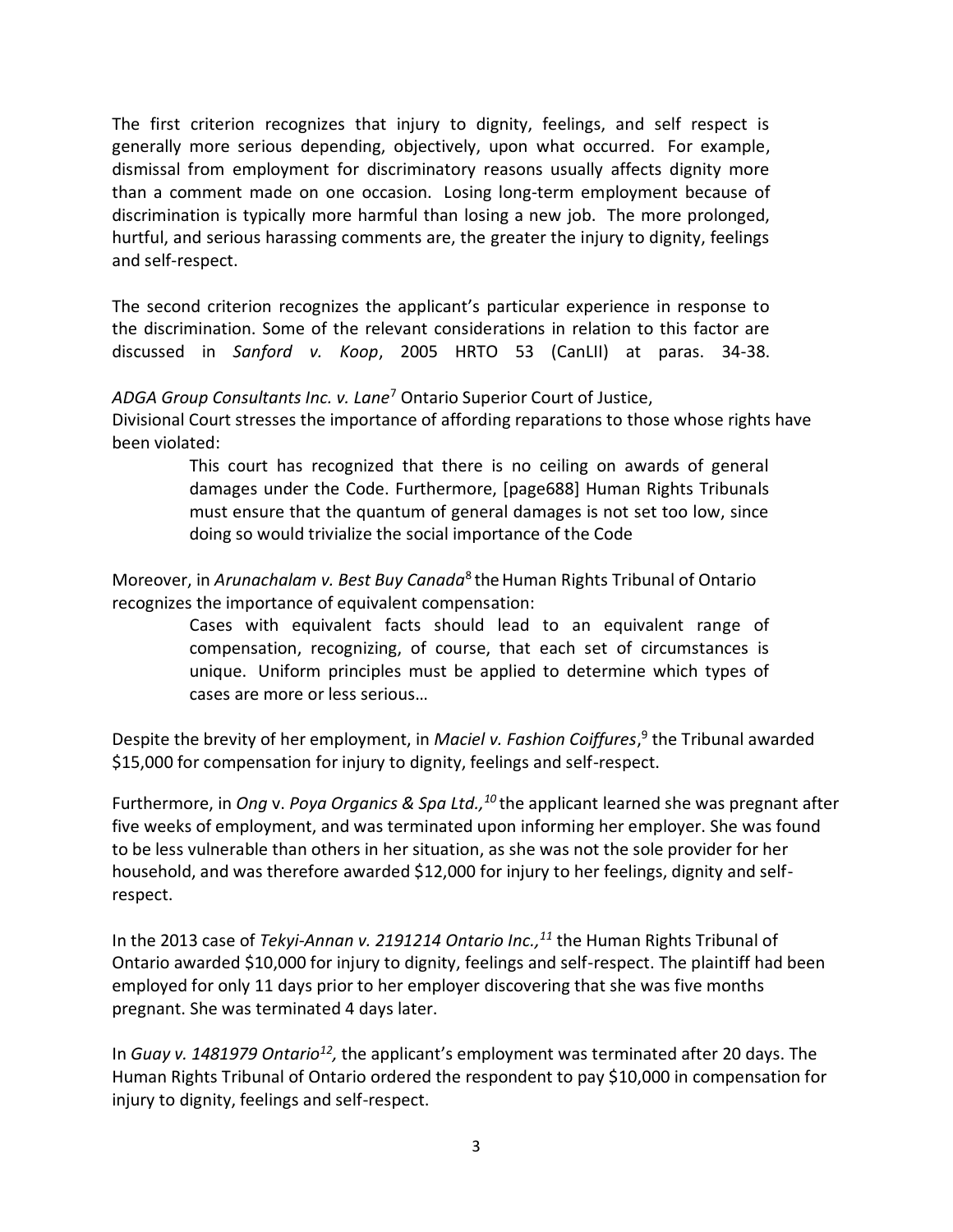The first criterion recognizes that injury to dignity, feelings, and self respect is generally more serious depending, objectively, upon what occurred. For example, dismissal from employment for discriminatory reasons usually affects dignity more than a comment made on one occasion. Losing long-term employment because of discrimination is typically more harmful than losing a new job. The more prolonged, hurtful, and serious harassing comments are, the greater the injury to dignity, feelings and self-respect.

The second criterion recognizes the applicant's particular experience in response to the discrimination. Some of the relevant considerations in relation to this factor are discussed in *Sanford v. Koop*, 2005 HRTO 53 (CanLII) at paras. 34-38.

*ADGA Group Consultants Inc. v. Lane*[7] Ontario Superior Court of Justice, Divisional Court stresses the importance of affording reparations to those whose rights have been violated:

> This court has recognized that there is no ceiling on awards of general damages under the Code. Furthermore, [page688] Human Rights Tribunals must ensure that the quantum of general damages is not set too low, since doing so would trivialize the social importance of the Code

Moreover, in *Arunachalam v. Best Buy Canada*[8] the Human Rights Tribunal of Ontario recognizes the importance of equivalent compensation:

> Cases with equivalent facts should lead to an equivalent range of compensation, recognizing, of course, that each set of circumstances is unique. Uniform principles must be applied to determine which types of cases are more or less serious…

Despite the brevity of her employment, in *Maciel v. Fashion Coiffures*,[9] the Tribunal awarded $15,000 for compensation for injury to dignity, feelings and self-respect.

Furthermore, in *Ong* v. *Poya Organics & Spa Ltd.,*[10] the applicant learned she was pregnant after five weeks of employment, and was terminated upon informing her employer. She was found to be less vulnerable than others in her situation, as she was not the sole provider for her household, and was therefore awarded $12,000 for injury to her feelings, dignity and self-respect.

In the 2013 case of *Tekyi-Annan v. 2191214 Ontario Inc.,*[11] the Human Rights Tribunal of Ontario awarded $10,000 for injury to dignity, feelings and self-respect. The plaintiff had been employed for only 11 days prior to her employer discovering that she was five months pregnant. She was terminated 4 days later.

In *Guay v. 1481979 Ontario*[12], the applicant's employment was terminated after 20 days. The Human Rights Tribunal of Ontario ordered the respondent to pay $10,000 in compensation for injury to dignity, feelings and self-respect.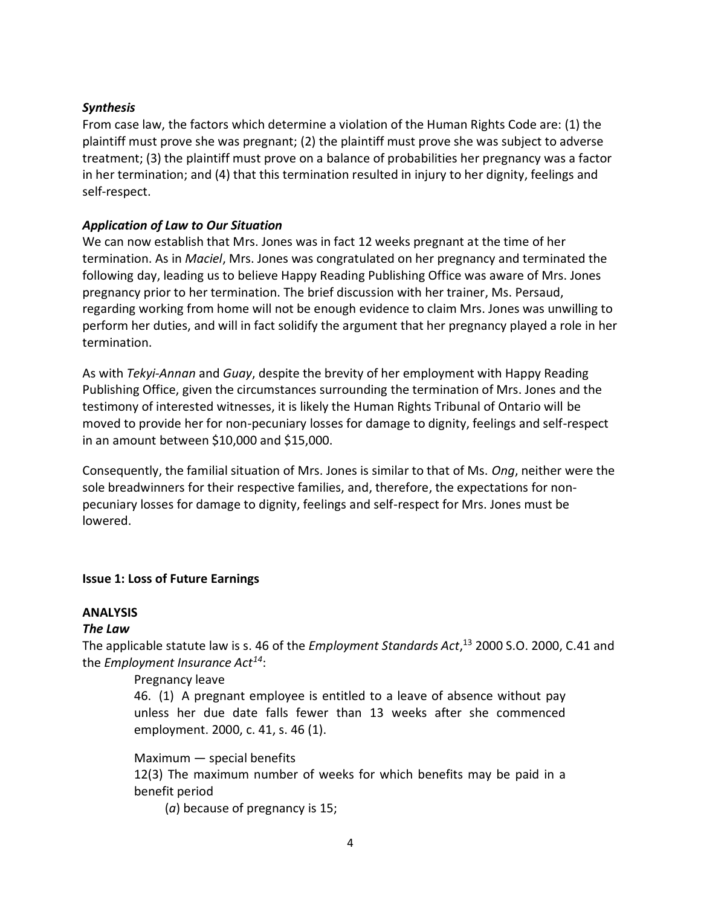### *Synthesis*

From case law, the factors which determine a violation of the Human Rights Code are: (1) the plaintiff must prove she was pregnant; (2) the plaintiff must prove she was subject to adverse treatment; (3) the plaintiff must prove on a balance of probabilities her pregnancy was a factor in her termination; and (4) that this termination resulted in injury to her dignity, feelings and self-respect.

### *Application of Law to Our Situation*

We can now establish that Mrs. Jones was in fact 12 weeks pregnant at the time of her termination. As in *Maciel*, Mrs. Jones was congratulated on her pregnancy and terminated the following day, leading us to believe Happy Reading Publishing Office was aware of Mrs. Jones pregnancy prior to her termination. The brief discussion with her trainer, Ms. Persaud, regarding working from home will not be enough evidence to claim Mrs. Jones was unwilling to perform her duties, and will in fact solidify the argument that her pregnancy played a role in her termination.

As with *Tekyi-Annan* and *Guay*, despite the brevity of her employment with Happy Reading Publishing Office, given the circumstances surrounding the termination of Mrs. Jones and the testimony of interested witnesses, it is likely the Human Rights Tribunal of Ontario will be moved to provide her for non-pecuniary losses for damage to dignity, feelings and self-respect in an amount between $10,000 and $15,000.

Consequently, the familial situation of Mrs. Jones is similar to that of Ms. *Ong*, neither were the sole breadwinners for their respective families, and, therefore, the expectations for non-pecuniary losses for damage to dignity, feelings and self-respect for Mrs. Jones must be lowered.

## **Issue 1: Loss of Future Earnings**

## **ANALYSIS**

### *The Law*

The applicable statute law is s. 46 of the *Employment Standards Act*,[13] 2000 S.O. 2000, C.41 and the *Employment Insurance Act*[14]:

> Pregnancy leave
>
> 46. (1) A pregnant employee is entitled to a leave of absence without pay unless her due date falls fewer than 13 weeks after she commenced employment. 2000, c. 41, s. 46 (1).
>
> Maximum — special benefits
>
> 12(3) The maximum number of weeks for which benefits may be paid in a benefit period
>
> (*a*) because of pregnancy is 15;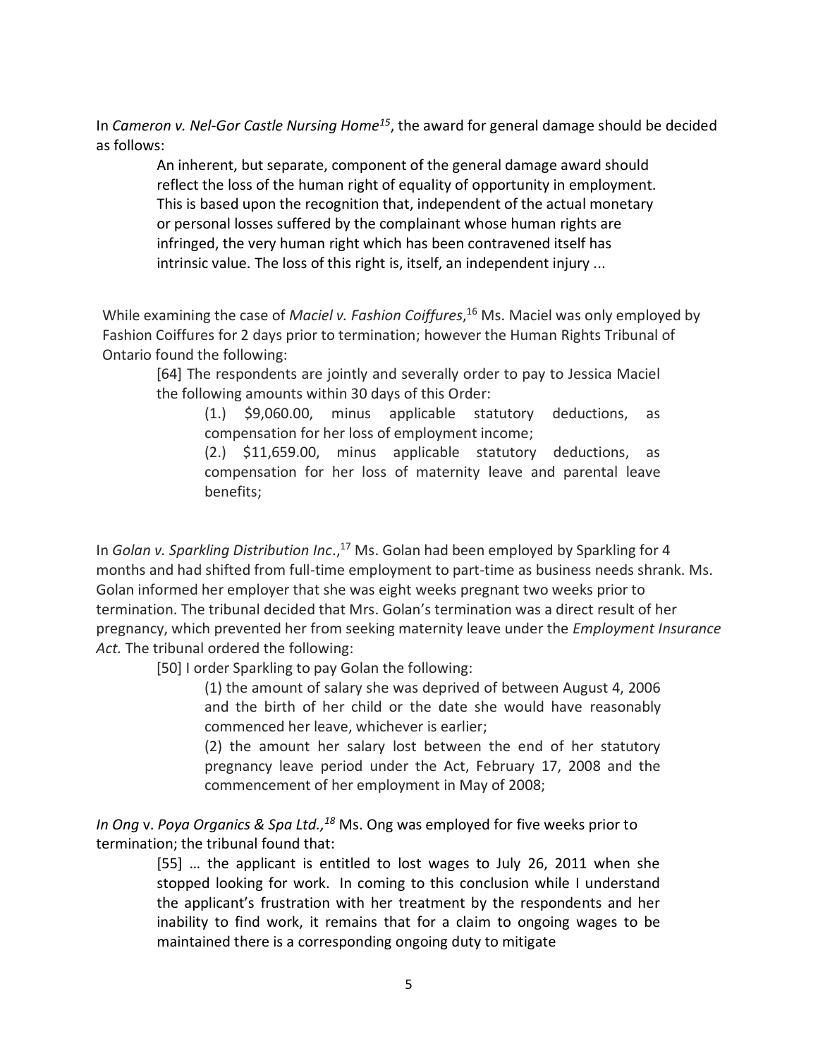In *Cameron v. Nel-Gor Castle Nursing Home*[15], the award for general damage should be decided as follows:

> An inherent, but separate, component of the general damage award should reflect the loss of the human right of equality of opportunity in employment. This is based upon the recognition that, independent of the actual monetary or personal losses suffered by the complainant whose human rights are infringed, the very human right which has been contravened itself has intrinsic value. The loss of this right is, itself, an independent injury ...

While examining the case of *Maciel v. Fashion Coiffures*,[16] Ms. Maciel was only employed by Fashion Coiffures for 2 days prior to termination; however the Human Rights Tribunal of Ontario found the following:

> [64] The respondents are jointly and severally order to pay to Jessica Maciel the following amounts within 30 days of this Order:
>
> > (1.) $9,060.00, minus applicable statutory deductions, as compensation for her loss of employment income;
> >
> > (2.) $11,659.00, minus applicable statutory deductions, as compensation for her loss of maternity leave and parental leave benefits;

In *Golan v. Sparkling Distribution Inc*.,[17] Ms. Golan had been employed by Sparkling for 4 months and had shifted from full-time employment to part-time as business needs shrank. Ms. Golan informed her employer that she was eight weeks pregnant two weeks prior to termination. The tribunal decided that Mrs. Golan's termination was a direct result of her pregnancy, which prevented her from seeking maternity leave under the *Employment Insurance Act.* The tribunal ordered the following:

> [50] I order Sparkling to pay Golan the following:
>
> > (1) the amount of salary she was deprived of between August 4, 2006 and the birth of her child or the date she would have reasonably commenced her leave, whichever is earlier;
> >
> > (2) the amount her salary lost between the end of her statutory pregnancy leave period under the Act, February 17, 2008 and the commencement of her employment in May of 2008;

*In Ong* v. *Poya Organics & Spa Ltd.,*[18] Ms. Ong was employed for five weeks prior to termination; the tribunal found that:

> [55] … the applicant is entitled to lost wages to July 26, 2011 when she stopped looking for work. In coming to this conclusion while I understand the applicant's frustration with her treatment by the respondents and her inability to find work, it remains that for a claim to ongoing wages to be maintained there is a corresponding ongoing duty to mitigate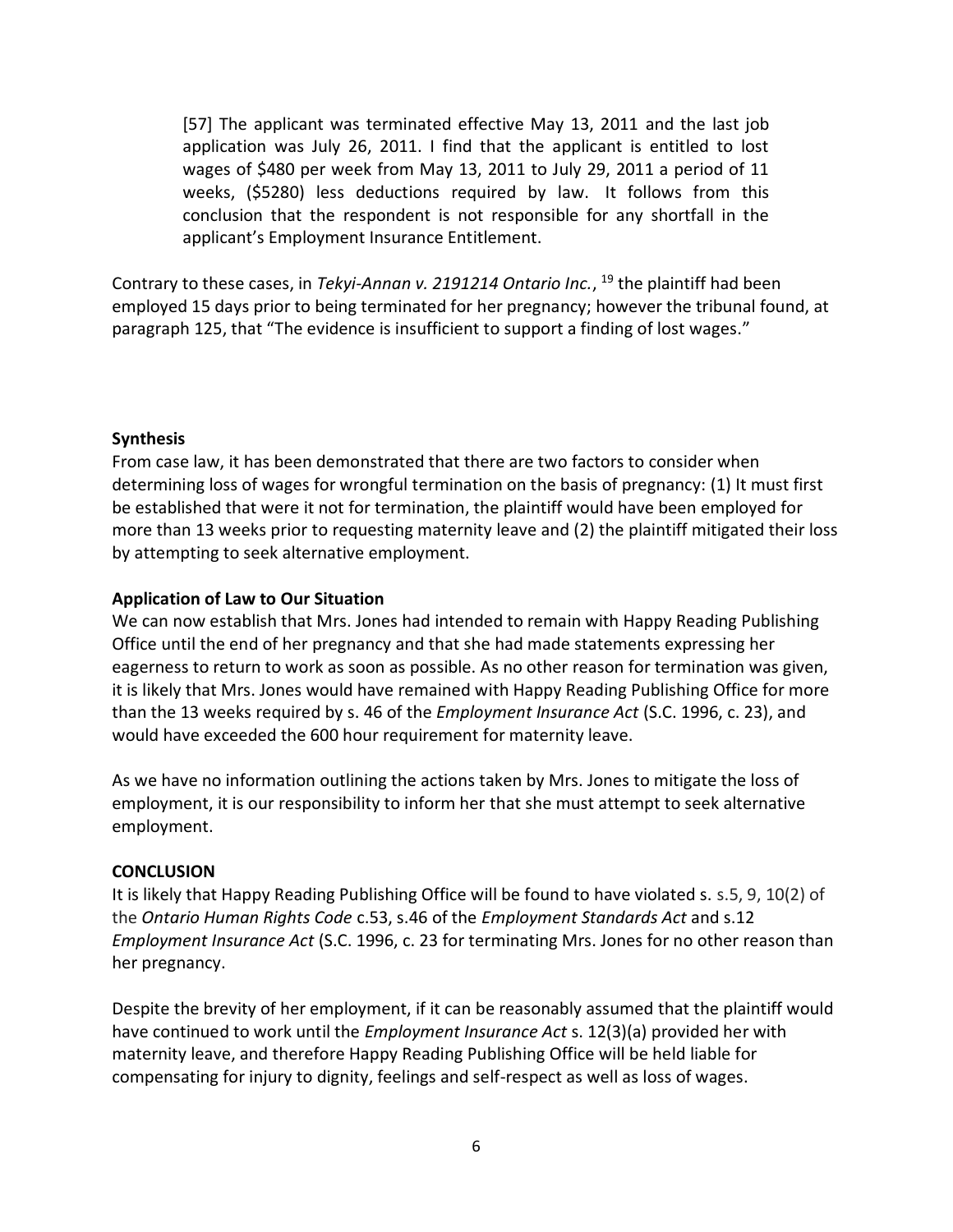> [57] The applicant was terminated effective May 13, 2011 and the last job application was July 26, 2011. I find that the applicant is entitled to lost wages of $480 per week from May 13, 2011 to July 29, 2011 a period of 11 weeks, ($5280) less deductions required by law. It follows from this conclusion that the respondent is not responsible for any shortfall in the applicant's Employment Insurance Entitlement.

Contrary to these cases, in *Tekyi-Annan v. 2191214 Ontario Inc.*, [19] the plaintiff had been employed 15 days prior to being terminated for her pregnancy; however the tribunal found, at paragraph 125, that "The evidence is insufficient to support a finding of lost wages."

**Synthesis**

From case law, it has been demonstrated that there are two factors to consider when determining loss of wages for wrongful termination on the basis of pregnancy: (1) It must first be established that were it not for termination, the plaintiff would have been employed for more than 13 weeks prior to requesting maternity leave and (2) the plaintiff mitigated their loss by attempting to seek alternative employment.

**Application of Law to Our Situation**

We can now establish that Mrs. Jones had intended to remain with Happy Reading Publishing Office until the end of her pregnancy and that she had made statements expressing her eagerness to return to work as soon as possible. As no other reason for termination was given, it is likely that Mrs. Jones would have remained with Happy Reading Publishing Office for more than the 13 weeks required by s. 46 of the *Employment Insurance Act* (S.C. 1996, c. 23), and would have exceeded the 600 hour requirement for maternity leave.

As we have no information outlining the actions taken by Mrs. Jones to mitigate the loss of employment, it is our responsibility to inform her that she must attempt to seek alternative employment.

**CONCLUSION**

It is likely that Happy Reading Publishing Office will be found to have violated s. s.5, 9, 10(2) of the *Ontario Human Rights Code* c.53, s.46 of the *Employment Standards Act* and s.12 *Employment Insurance Act* (S.C. 1996, c. 23 for terminating Mrs. Jones for no other reason than her pregnancy.

Despite the brevity of her employment, if it can be reasonably assumed that the plaintiff would have continued to work until the *Employment Insurance Act* s. 12(3)(a) provided her with maternity leave, and therefore Happy Reading Publishing Office will be held liable for compensating for injury to dignity, feelings and self-respect as well as loss of wages.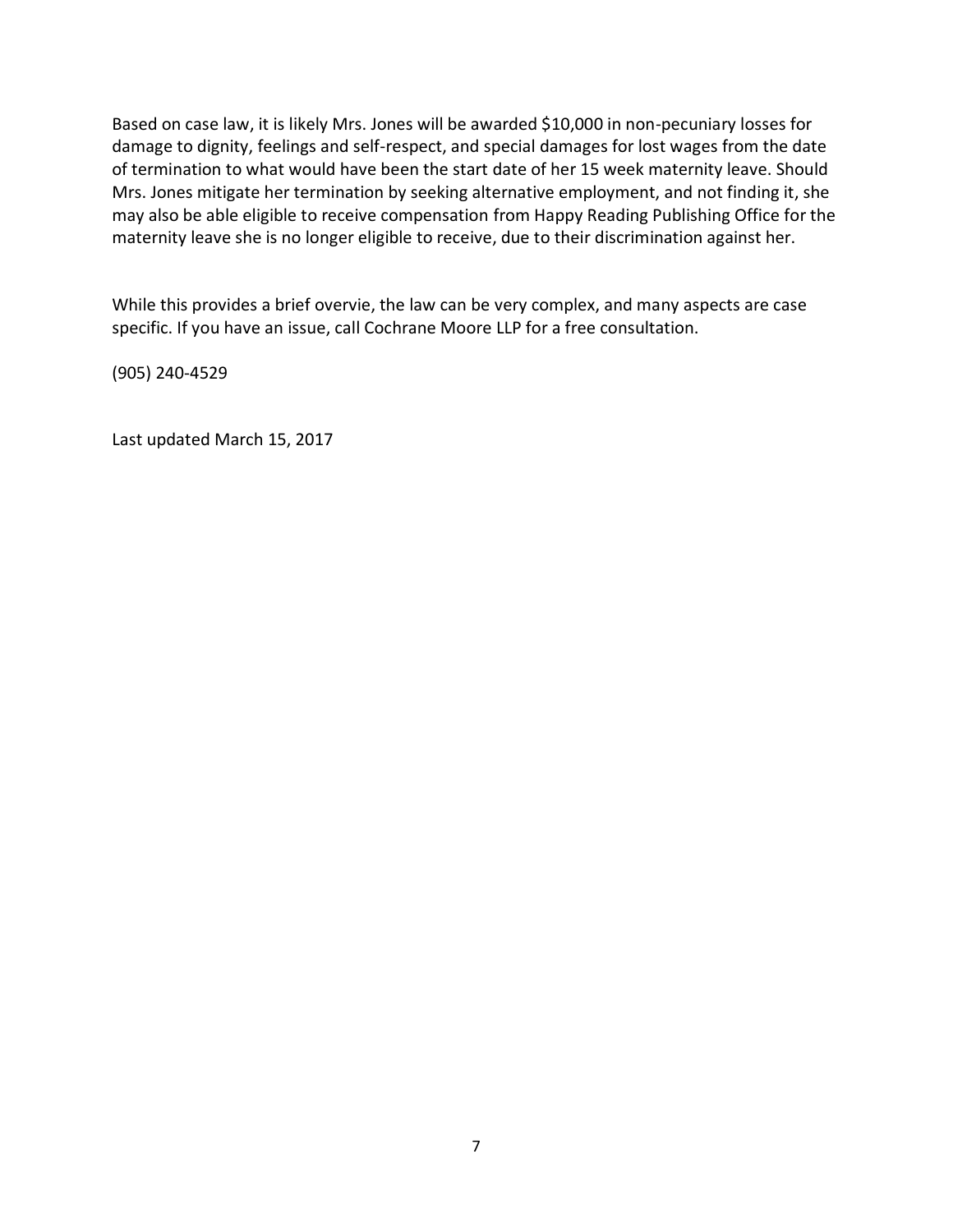Based on case law, it is likely Mrs. Jones will be awarded $10,000 in non-pecuniary losses for damage to dignity, feelings and self-respect, and special damages for lost wages from the date of termination to what would have been the start date of her 15 week maternity leave. Should Mrs. Jones mitigate her termination by seeking alternative employment, and not finding it, she may also be able eligible to receive compensation from Happy Reading Publishing Office for the maternity leave she is no longer eligible to receive, due to their discrimination against her.

While this provides a brief overvie, the law can be very complex, and many aspects are case specific. If you have an issue, call Cochrane Moore LLP for a free consultation.

(905) 240-4529

Last updated March 15, 2017